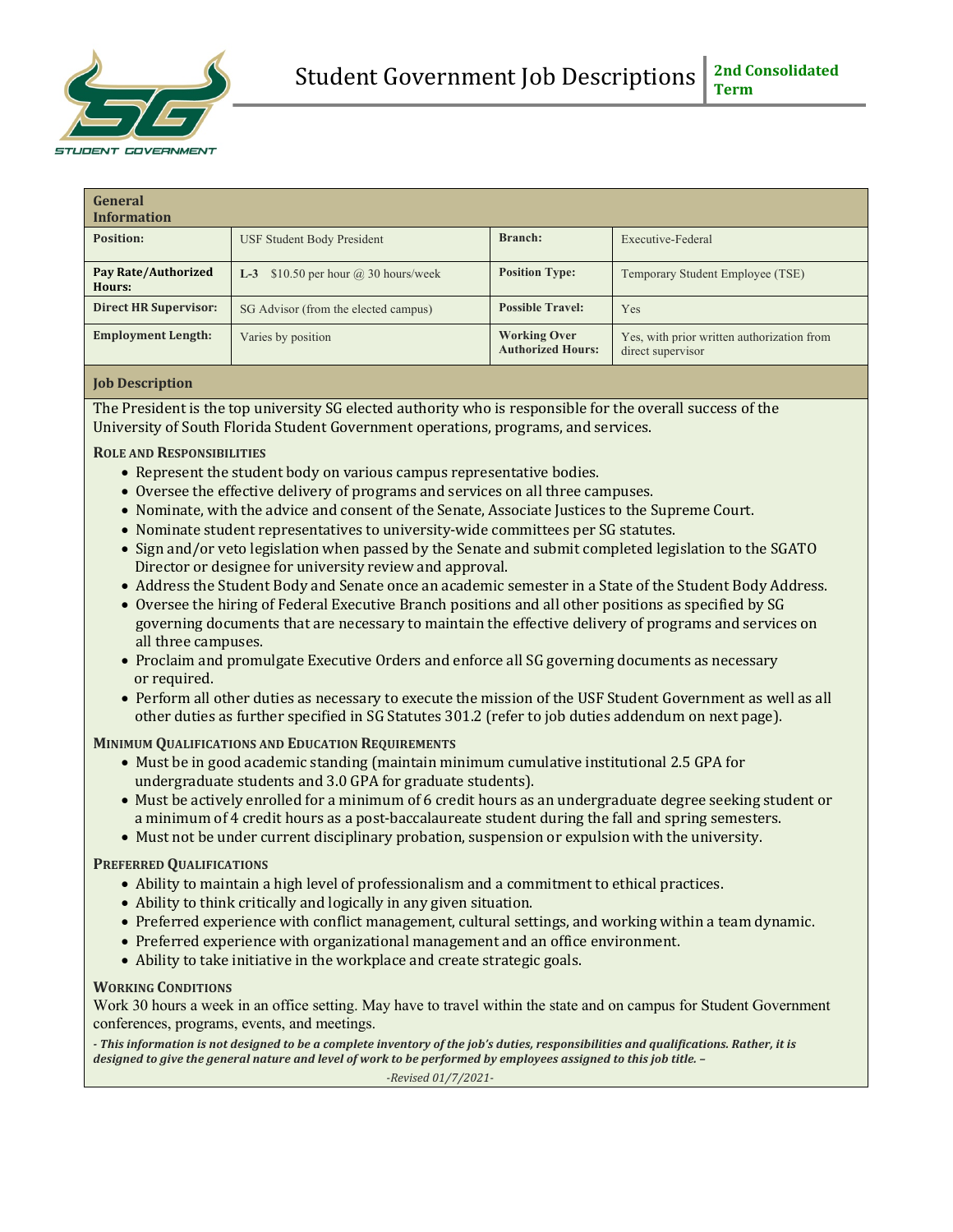# Student Government Job Descriptions

**2nd Consolidated Term**

## General Information

| Position: | USF Student Body President | Branch: | Executive-Federal |
|---|---|---|---|
| Pay Rate/Authorized Hours: | **L-3** $10.50 per hour @ 30 hours/week | Position Type: | Temporary Student Employee (TSE) |
| Direct HR Supervisor: | SG Advisor (from the elected campus) | Possible Travel: | Yes |
| Employment Length: | Varies by position | Working Over Authorized Hours: | Yes, with prior written authorization from direct supervisor |

## Job Description

The President is the top university SG elected authority who is responsible for the overall success of the University of South Florida Student Government operations, programs, and services.

### Role and Responsibilities

- Represent the student body on various campus representative bodies.
- Oversee the effective delivery of programs and services on all three campuses.
- Nominate, with the advice and consent of the Senate, Associate Justices to the Supreme Court.
- Nominate student representatives to university-wide committees per SG statutes.
- Sign and/or veto legislation when passed by the Senate and submit completed legislation to the SGATO Director or designee for university review and approval.
- Address the Student Body and Senate once an academic semester in a State of the Student Body Address.
- Oversee the hiring of Federal Executive Branch positions and all other positions as specified by SG governing documents that are necessary to maintain the effective delivery of programs and services on all three campuses.
- Proclaim and promulgate Executive Orders and enforce all SG governing documents as necessary or required.
- Perform all other duties as necessary to execute the mission of the USF Student Government as well as all other duties as further specified in SG Statutes 301.2 (refer to job duties addendum on next page).

### Minimum Qualifications and Education Requirements

- Must be in good academic standing (maintain minimum cumulative institutional 2.5 GPA for undergraduate students and 3.0 GPA for graduate students).
- Must be actively enrolled for a minimum of 6 credit hours as an undergraduate degree seeking student or a minimum of 4 credit hours as a post-baccalaureate student during the fall and spring semesters.
- Must not be under current disciplinary probation, suspension or expulsion with the university.

### Preferred Qualifications

- Ability to maintain a high level of professionalism and a commitment to ethical practices.
- Ability to think critically and logically in any given situation.
- Preferred experience with conflict management, cultural settings, and working within a team dynamic.
- Preferred experience with organizational management and an office environment.
- Ability to take initiative in the workplace and create strategic goals.

### Working Conditions

Work 30 hours a week in an office setting. May have to travel within the state and on campus for Student Government conferences, programs, events, and meetings.

***- This information is not designed to be a complete inventory of the job's duties, responsibilities and qualifications. Rather, it is designed to give the general nature and level of work to be performed by employees assigned to this job title. –***

*-Revised 01/7/2021-*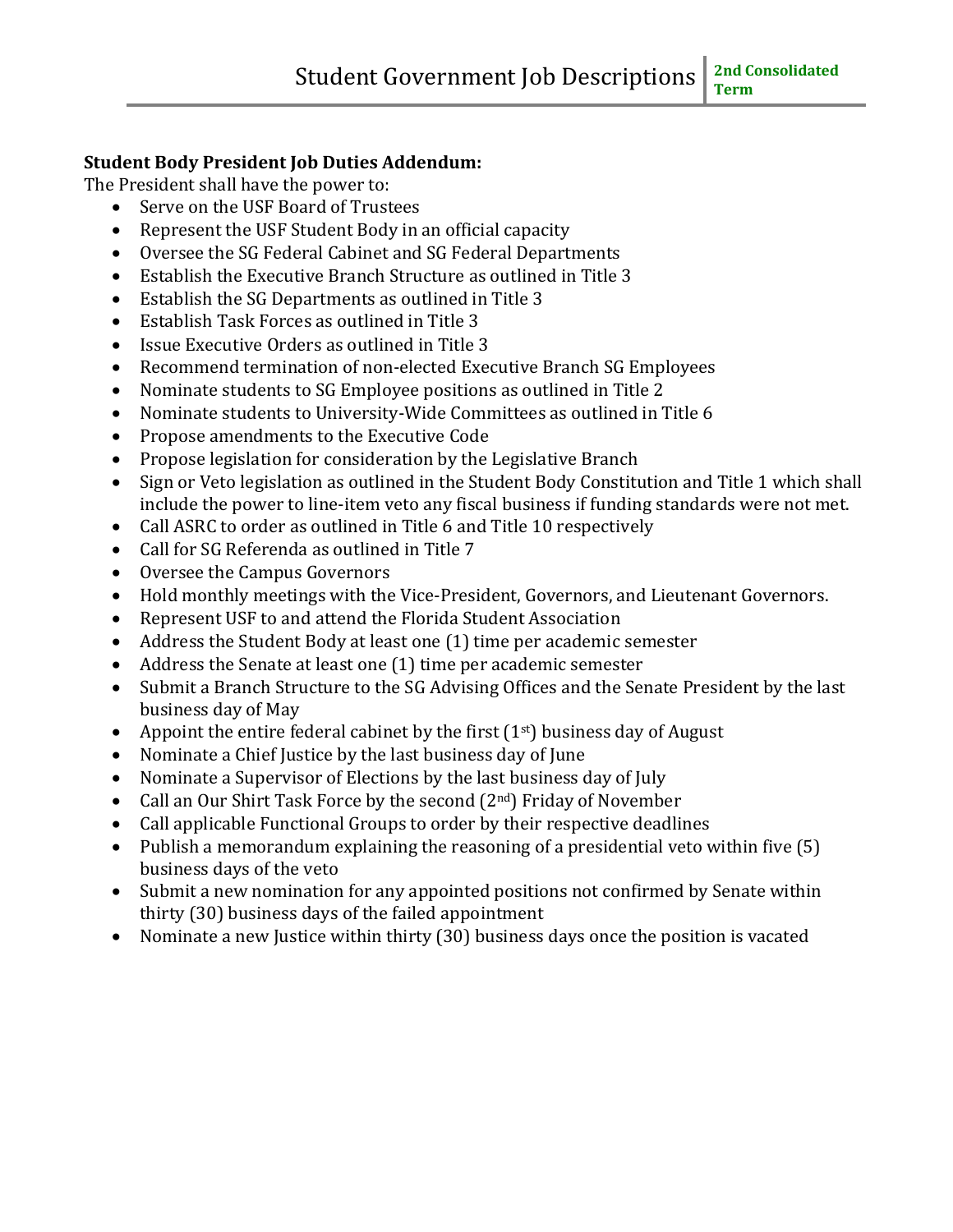**Student Body President Job Duties Addendum:**

The President shall have the power to:

- Serve on the USF Board of Trustees
- Represent the USF Student Body in an official capacity
- Oversee the SG Federal Cabinet and SG Federal Departments
- Establish the Executive Branch Structure as outlined in Title 3
- Establish the SG Departments as outlined in Title 3
- Establish Task Forces as outlined in Title 3
- Issue Executive Orders as outlined in Title 3
- Recommend termination of non-elected Executive Branch SG Employees
- Nominate students to SG Employee positions as outlined in Title 2
- Nominate students to University-Wide Committees as outlined in Title 6
- Propose amendments to the Executive Code
- Propose legislation for consideration by the Legislative Branch
- Sign or Veto legislation as outlined in the Student Body Constitution and Title 1 which shall include the power to line-item veto any fiscal business if funding standards were not met.
- Call ASRC to order as outlined in Title 6 and Title 10 respectively
- Call for SG Referenda as outlined in Title 7
- Oversee the Campus Governors
- Hold monthly meetings with the Vice-President, Governors, and Lieutenant Governors.
- Represent USF to and attend the Florida Student Association
- Address the Student Body at least one (1) time per academic semester
- Address the Senate at least one (1) time per academic semester
- Submit a Branch Structure to the SG Advising Offices and the Senate President by the last business day of May
- Appoint the entire federal cabinet by the first (1st) business day of August
- Nominate a Chief Justice by the last business day of June
- Nominate a Supervisor of Elections by the last business day of July
- Call an Our Shirt Task Force by the second (2nd) Friday of November
- Call applicable Functional Groups to order by their respective deadlines
- Publish a memorandum explaining the reasoning of a presidential veto within five (5) business days of the veto
- Submit a new nomination for any appointed positions not confirmed by Senate within thirty (30) business days of the failed appointment
- Nominate a new Justice within thirty (30) business days once the position is vacated